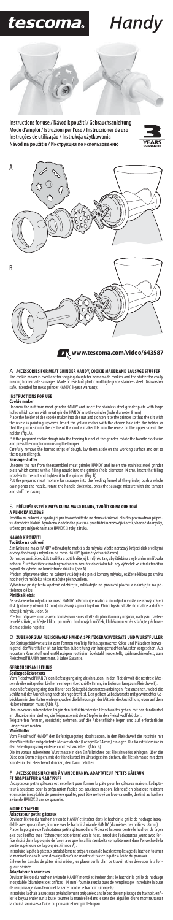# tescoma. Handy

Instructions for use / Návod k použití / Gebrauchsanleitung
Mode d'emploi / Istruzioni per l'uso / Instrucciones de uso
Instruções de utilização / Instrukcja użytkowania
Návod na použitie / Инструкция по использованию

3 YEARS GUARANTEE

A

B

www.tescoma.com/video/643587

## GB ACCESSORIES FOR MEAT GRINDER HANDY, COOKIE MAKER AND SAUSAGE STUFFER

The cookie maker is excellent for shaping dough for homemade cookies and the stuffer for easily making homemade sausages. Made of resistant plastic and high-grade stainless steel. Dishwasher safe. Intended for meat grinder HANDY. 3-year warranty.

### INSTRUCTIONS FOR USE

**Cookie maker**

Unscrew the nut from meat grinder HANDY and insert the stainless steel grinder plate with large holes which comes with meat grinder HANDY into the grinder (hole diameter 8 mm).

Place the holder of the cookie maker into the nut and tighten it to the grinder so that the slit with the recess is pointing upwards. Insert the yellow maker with the chosen hole into the holder so that the protrusion in the centre of the cookie maker fits into the recess on the upper side of the holder. (fig. A).

Put the prepared cookie dough into the feeding funnel of the grinder, rotate the handle clockwise and press the dough down using the tamper.

Carefully remove the formed strips of dough, lay them aside on the working surface and cut to the required length.

**Sausage stuffer**

Unscrew the nut from theassembled meat grinder HANDY and insert the stainless steel grinder plate which comes with a filling nozzle into the grinder (hole diameter 14 cm). Insert the filling nozzle into the nut and tighten it to the grinder. (Fig. B)

Put the prepared meat mixture for sausages into the feeding funnel of the grinder, push a whole casing onto the nozzle, rotate the handle clockwise, press the sausage mixture with the tamper and stuff the casing.

## CS PŘÍSLUŠENSTVÍ K MLÝNKU NA MASO HANDY, TVOŘÍTKO NA CUKROVÍ A PLNIČKA KLOBÁS

Tvořítko na cukroví je vynikající pro tvarování těsta na domácí cukroví, plnička pro snadnou přípravu domácích klobás. Vyrobeno z odolného plastu a prvotřídní nerezavějící oceli, vhodné do myčky, určeno pro mlýnek na maso HANDY. 3 roky záruka.

### NÁVOD K POUŽITÍ

**Tvořítko na cukroví**

Z mlýnku na maso HANDY odšroubujte matici a do mlýnku vložte nerezový krájecí disk s velkými otvory dodávaný s mlýnkem na maso HANDY (průměry otvorů 8 mm).

Do matice umístěte držák tvořítka a dotáhněte jej k mlýnku tak, aby štěrbina s výřezem směřovala nahoru. Žluté tvořítko se zvoleným otvorem zasuňte do držáku tak, aby výčnělek ve středu tvořítka zapadl do výřezu na horní straně držáku. (obr A).

Předem připravené těsto na cukroví vložte do plnicí komory mlýnku, otáčejte klikou po směru hodinových ručiček a těsto stlačujte pěchovadlem.

Vytvořené pruhy těsta opatrně odebírejte, odkládejte na pracovní plochu a nakrájejte na potřebnou délku.

**Plnička klobás**

Ze sestaveného mlýnku na maso HANDY odšroubujte matici a do mlýnku vložte nerezový krájecí disk (průměry otvorů 14 mm) dodávaný s plnicí tryskou. Plnicí trysku vložte do matice a dotáhněte ji k mlýnku. (obr. B)

Předem připravenou masovou klobásovou směs vložte do plnicí komory mlýnku, na trysku navlékněte celé střívko, otáčejte klikou po směru hodinových ručiček, klobásovou směs stlačujte pěchovadlem a střívko naplňte.

## D ZUBEHÖR ZUM FLEISCHWOLF HANDY, SPRITZGEBÄCKVORSATZ UND WURSTFÜLLER

Der Spritzgebäckvorsatz ist zum Formen von Teig für hausgemachte Kekse und Plätzchen hervorragend, der Wurstfüller ist zur leichten Zubereitung von hausgemachten Würsten vorgesehen. Aus robustem Kunststoff und erstklassigem rostfreiem Edelstahl hergestellt, spülmaschinenfest, zum Fleischwolf HANDY bestimmt. 3 Jahre Garantie.

### GEBRAUCHSANLEITUNG

**Spritzgebäckvorsatz**

Vom Fleischwolf HANDY den Befestigungsring abschrauben, in den Fleischwolf die rostfreie Messerscheibe mit großen Löchern einlegen (Lochgröße 8 mm; im Lieferumfang zum Fleischwolf).

In den Befestigungsring den Halter des Spritzgebäckvorsatzes anbringen, fest anziehen, wobei die Schlitz mit der Aushöhlung nach oben gedreht ist. Den gelben Gebäckvorsatz mit gewünschter Gebäckform in den Halter einlegen, wobei die Erhebung in der Mitte in die Aushöhlung oben auf dem Halter einrasten muss. (Abb. A).

Den im voraus zubereiteten Teig in den Einfülltrichter des Fleischwolfes geben, mit der Handkurbel im Uhrzeigersinn drehen, die Teigmasse mit dem Stopfer in den Fleischwolf drücken.

Teigstreifen formen, vorsichtig nehmen, auf die Arbeitsfläche legen und auf erforderliche Länge zuschneiden.

**Wurstfüller**

Vom Fleischwolf HANDY den Befestigungsring abschrauben, in den Fleischwolf die rostfreie mit dem Wurstfüller mitgelieferte Messerscheibe (Lochgröße 14 mm) einlegen. Die Wurstfülldüse in den Befestigungsring einlegen und fest anziehen. (Abb. B)

Die im voraus zubereitete Wurstmasse in den Einfülltrichter des Fleischwolfes einlegen, über die Düse den Darm stülpen, mit der Handkurbel im Uhrzeigersinn drehen, die Fleischmasse mit dem Stopfer in den Fleischwolf drücken, den Darm befüllen.

## F ACCESSOIRES HACHOIR À VIANDE HANDY, ADAPTATEUR PETITS GÂTEAUX ET ADAPTATEUR À SAUCISSES

L'adaptateur petits gâteaux est excellent pour former la pâte pour les gâteaux maison, l'adaptateur à saucisses pour la préparation facile des saucisses maison. Fabriqué en plastique résistant et en acier inoxydable de première qualité, peut être nettoyé au lave-vaisselle, destiné au hachoir à viande HANDY. 3 ans de garantie.

### MODE D'EMPLOI

**Adaptateur petits gâteaux**

Dévissez l'écrou du hachoir à viande HANDY et insérez dans le hachoir la grille de hachage inoxydable avec gros orifices, fournie avec le hachoir à viande HANDY (diamètres des orifices : 8 mm).

Placer la poignée de l'adaptateur petits gâteaux dans l'écrou et la serrer contre le hachoir de façon à ce que l'orifice avec l'échancrure soit orienté vers le haut. Introduire l'adaptateur jaune avec l'orifice choisi dans la poignée de façon à ce que la saillie s'emboite complètement dans l'encoche de la partie supérieure de la poignée. (image A).

Introduire la pâte à gâteaux préalablement préparée dans le bac de remplissage du hachoir, tourner la manivelle dans le sens des aiguilles d'une montre et tasser la pâte à l'aide du poussoir.

Enlever les bandes de pâtes ainsi créées, les placer sur le plan de travail et les découper à la longueur désirée.

**Adaptateur à saucisses**

Dévissez l'écrou du hachoir à viande HANDY monté et insérer dans le hachoir la grille de hachage inoxydable (diamètres des orifices : 14 mm) fournie avec la buse de remplissage. Introduire la buse de remplissage dans l'écrou et la serrer contre le hachoir. (image B)

Introduire la chair à saucisses préalablement préparée dans le bac de remplissage du hachoir, enfiler le boyau entier sur la buse, tourner la manivelle dans le sens des aiguilles d'une montre, tasser la chair à saucisses à l'aide du poussoir et remplir le boyau.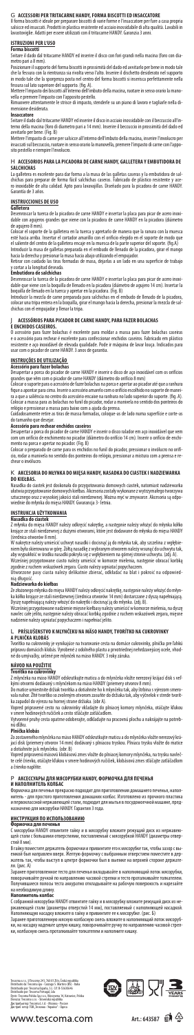# G ACCESSORI PER TRITACARNE HANDY, FORMA BISCOTTI ED INSACCATORE

Il forma biscotti è ideale per preparare biscotti di varie forme e l'insaccatore per fare a casa proprie salsicce ed insaccati. Prodotti in plastica resistente ed acciaio inossidabile di alta qualità. Lavabili in lavastoviglie. Adatti per essere utilizzati con il tritacarne HANDY. Garanzia 3 anni.

## ISTRUZIONI PER L'USO

### Forma biscotti

Sfilare il dado dal tritacarne HANDY ed inserire il disco con fori grandi nella macina (foro con diametro pari a 8 mm).

Posizionare il supporto del forma biscotti in prossimità del dado ed avvitarlo per bene in modo tale che la fessura con la rientranza sia rivolta verso l'alto. Inserire il dischetto desiderato nel supporto in modo tale che lo sporgenza posta nel centro del forma biscotti si inserisca perfettamente nella fessura sul lato superiore del supporto. (fig. A)

Mettere l'impasto dei biscotti all'interno dell'imbuto della macina, ruotare in senso orario la manovella e premere l'impasto con l'apposito pestello.

Rimuovere alternatamente le strisce di impasto, stenderle su un piano di lavoro e tagliarle nella dimensione desiderata.

### Insaccatore

Sfilare il dado dal tritacarne HANDY ed inserire il disco in acciaio inossidabile con il beccuccio all'interno della macina (foro di diametro pari a 14 mm). Inserire il beccuccio in prossimità del dado ed avvitarlo per bene. (fig. B)

Mettere l'impasto di carne per salsicce all'interno dell'imbuto della macina, inserire l'involucro per insaccati sul beccuccio, ruotare in senso orario la manovella, e premere l'impasto di carne con l'apposito pestello e riempire l'involucro.

# H ACCESORIOS PARA LA PICADORA DE CARNE HANDY, GALLETERA Y EMBUTIDORA DE SALCHICHAS

La galletera es excelente para dar forma a la masa de las galletas caseras y la embutidora de salchichas para preparar de forma fácil salchichas caseras. Fabricado de plástico resistente y acero inoxidable de alta calidad. Apto para lavavajillas. Diseñado para la picadora de carne HANDY. Garantía de 3 años.

## INSTRUCCIONES DE USO

### Galletera

Desenroscar la tuerca de la picadora de carne HANDY e insertar la placa para picar de acero inoxidable con agujeros grandes que viene con la picadora de carne HANDY en la picadora (diámetro de agujero 8 mm).

Colocar el soporte de la galletera en la tuerca y apretarlo de manera que la ranura con la muesca esté hacia arriba. Insertar el cortador amarillo con el orificio elegido en el soporte de modo que el saliente del centro de la galletera encaje en la muesca de la parte superior del soporte. (fig.A)

Introducir la masa de galletas preparada en el embudo de llenado de la picadora, girar el mango hacia la derecha y presionar la masa hacia abajo utilizando el empujador.

Retirar con cuidado las tiras formadas de masa, dejarlas a un lado en una superficie de trabajo y cortar a la longitud deseada.

### Embutidora de salchichas

Desenroscar la tuerca de la picadora de carne HANDY e insertar la placa para picar de acero inoxidable que viene con la boquilla de llenado en la picadora (diámetro de agujero 14 mm). Insertar la boquilla de llenado en la tuerca y apretar en la picadora. (Fig. B)

Introducir la mezcla de carne preparada para salchichas en el embudo de llenado de la picadora, colocar una tripa entera en la boquilla, girar el mango hacia la derecha, presionar la mezcla de salchichas con el empujador y llenar la tripa.

# J ACESSÓRIOS PARA PICADOR DE CARNE HANDY, PARA FAZER BOLACHAS E ENCHIDOS CASEIROS.

O acessório para fazer bolachas é excelente para moldar a massa para fazer bolachas caseiras e o acessório para rechear é excelente para confeccionar enchidos caseiros. Fabricado em plástico resistente e aço inoxidável de elevada qualidade. Pode ir máquina de lavar louça. Indicados para usar com o picador de carne HANDY. 3 anos de garantia.

## INSTRUÇÕES DE UTILIZAÇÃO

### Acessório para fazer bolachas

Desapertar a porca do picador de carne HANDY e inserir o disco de aço inoxidável com os orifícios grandes que vêm com o picador de carne HANDY (diâmetro do orifício 8 mm)

Colocar o suporte para o acessório de fazer bolachas na porca e apertar ao picador até que a ranhura fique a apontar para cima. Inserir o acessório amarelo com o orifício escolhido no suporte de maneira a que a saliência no centro do acessório encaixe na ranhura no lado superior do suporte. (fig. A).

Colocar a massa para as bolachas no funil do picador, rodar a manivela no sentido dos ponteiros do relógio e pressionar a massa para baixo com a ajuda da prensa.

Cuidadosamente retire as tiras de massa formadas, coloque-as de lado numa superfície e corte-as do tamanho que desejar.

### Acessório para rechear enchidos caseiros

Desapertar a porca do picador de carne HANDY e inserir o disco ralador em aço inoxidável que vem com um orifício de enchimento no picador (diâmetro do orifício 14 cm). Inserir o orifício de enchimento na porca e apertar no picador. (Fig. B)

Colocar o preparado de carne para os enchidos no funil do picador, pressionar o invólucro no orifício, rodar a manivela no sentido dos ponteiros do relógio, pressionar a mistura com a prensa e rechear o invólucro.

# K AKCESORIA DO MŁYNKA DO MIĘSA HANDY, NASADKA DO CIASTEK I NADZIEWARKA DO KIEŁBAS.

Nasadka do ciastek jest doskonała do przygotowania domowych ciastek, natomiast nadziewarka ułatwia przygotowanie domowych kiełbas. Akcesoria zostały wykonane z wytrzymałego tworzywa sztucznego oraz z wysokiej jakości stali nierdzewnej. Można myć w zmywarce. Akcesoria są odpowiednie do młynka do mięsa HANDY. Gwarancja 3-letnia.

## INSTRUKCJA UŻYTKOWANIA

### Nasadka do ciastek

Z młynka do mięsa HANDY należy odkręcić nakrętkę, a następnie należy włożyć do młynka kółko krojące ze stali nierdzewnej z dużymi otworami, które jest dodawane do młynka do mięsa HANDY (średnica otworów 8 mm).

W nakrętce należy umieścić uchwyt nasadki i docisnąć ją do młynka tak, aby szczelina z wgłębieniem była skierowana w górę. Żółtą nasadkę z wybranym otworem należy wsunąć do uchwytu tak, aby wypukłość w środku nasadki pokryła się z wgłębieniem na górnej stronie uchwytu. (zdj. A).

Wcześniej przygotowane ciasto należy umieścić w komorze mielenia, następnie obracać korbką zgodnie z ruchem wskazówek zegara. Ciasto należy dociskać popychaczem.

Utworzone pasy ciasta należy delikatnie zbierać, odkładać na blat i pokroić na odpowiednią długość.

### Nadziewarka do kiełbas

Ze złożonego młynka do mięsa HANDY należy odkręcić nakrętkę, następnie należy włożyć do młynka kółko krojące ze stali nierdzewnej (średnica otworów 14 mm) dostarczane z dyszą napełniającą. Dyszę napełniającą należy włożyć do nakrętki i docisnąć ją do młynka. (zdj. B).

Wcześniej przygotowane nadzienie mięsne kiełbasy należy umieścić w komorze mielenia, na dyszę nawlec całe jelito, następnie należy obracać korbką zgodnie z ruchem wskazówek zegara, mięsne nadzienie należy ugniatać popychaczem i napełniać jelito.

# L PŘÍSLUŠENSTVO K MLYNČEKU NA MÄSO HANDY, TVORÍTKO NA CUKROVINKY A PLNIČKA KLOBÁS

Tvorítko na cukrovinky je vynikajúce na tvarovanie cesta na domáce cukrovinky, plnička pre ľahkú prípravu domácich klobás. Vyrobené z odolného plastu a prvotriednej nehrdzavejúcej ocele, vhodné do umývačky, určené pre mlynček na mäso HANDY. 3 roky záruka.

## NÁVOD NA POUŽITIE

### Tvorítko na cukrovinky

Z mlynčeka na mäso HANDY odskrutkujte maticu a do mlynčeka vložte nerezový krájací disk s veľkými otvormi dodávaný s mlynčekom na mäso HANDY (priemery otvorov 8 mm).

Do matice umiestnite držiak tvorítka a dotiahnite ho k mlynčeku tak, aby štrbina s výrezom smerovala nahor. Žlté tvorítko so zvoleným otvorom zasuňte do držiaka tak, aby výčnelok v strede tvorítka zapadol do výrezu na hornej strane držiaka. (obr A).

Vopred pripravené cesto na cukrovinky vkladajte do plniacej komory mlynčeka, otáčajte kľukou v smere hodinových ručičiek a cesto stláčajte zatláčadlom.

Vytvorené pruhy cesta opatrne odoberajte, odkladajte na pracovnú plochu a nakrájajte na potrebnú dĺžku.

### Plnička klobás

Zo zostaveného mlynčeka na mäso HANDY odskrutkujte maticu a do mlynčeka vložte nerezový krájací disk (priemery otvorov 14 mm) dodávaný s plniacou tryskou. Plniacu trysku vložte do matice a dotiahnite ju k mlynčeku. (obr. B)

Vopred pripravenú mäsovú klobásovú zmes vložte do plniacej komory mlynčeka, na trysku navlečte celé črievko, otáčajte kľukou v smere hodinových ručičiek, klobásovú zmes stláčajte zatláčadlom a črievko naplňte.

# P АКСЕССУАРЫ ДЛЯ МЯСОРУБКИ HANDY, ФОРМОЧКА ДЛЯ ПЕЧЕНЬЯ И НАПОЛНИТЕЛЬ КОЛБАС

Формочка для печенья прекрасно подходит для приготовления домашнего печенья, наполнитель - для простого приготовления домашних колбас. Изготовлено из прочного пластика и первоклассной нержавеющей стали, подходит для мытья в посудомоечной машине, предназначено для мясорубки HANDY. Гарантия 3 года.

## ИНСТРУКЦИЯ ПО ИСПОЛЬЗОВАНИЮ

### Формочка для печенья

С мясорубки HANDY отвинтите гайку и в мясорубку вложите режущий диск из нержавеющей стали с большими отверстиями, поставляемый с мясорубкой HANDY (диаметры отверстий 8 мм).

В гайку поместите держатель формочки и привинтите его к мясорубке так, чтобы зазор с выемкой был направлен вверх. Желтую формочку с выбранным отверстием поместите в держатель так, чтобы выступ в центре формочки был в выемке на верхней стороне держателя. (рис. А)

Заранее приготовленное тесто для печенья вкладывайте в наполняющий лоток мясорубки, поворачивайте ручкой по направлению часовой стрелки и тесто проталкивайте толкателем.

Получившиеся полосы теста аккуратно откладывайте на рабочую поверхность и нарезайте на необходимую длину.

### Наполнитель колбас

С собранной мясорубки HANDY отвинтите гайку и в мясорубку вложите режущий диск из нержавеющей стали (диаметры отверстий 14 мм), поставляемый с наполняющей насадкой. Наполняющую насадку вложите в гайку и привинтите ее к мясорубке. (рис. Б)

Заранее приготовленную мясную колбасную смесь вложите в наполняющий лоток мясорубки, на насадку наденьте целую кишку, поворачивайте ручку по направлению часовой стрелки, колбасную смесь проталкивайте толкателем и наполните кишку.

Tescoma s.r.o., U Tescomy 241, 760 01 Zlín, Česká republika
Distribuito da: Tescoma spa – Castegio 5, Martino (BS) – Italia
Distribuido por: Tescoma España, S.L. – CIF: B-53436846
Distribuído por: Tescoma Portugal, Lda.
Dystr.: Tescoma Polska Sp.z o.o., Warszawska 16, Katowice, Polska
Dovozca: Tescoma s.r.o. – Slovenská republika
Дистрибьютор: Тескома s.r.o. – Москва – Россия
Дистриб'ютор: ТОВ „Тескома - Україна" – Одеса

www.tescoma.com

Art.: 643587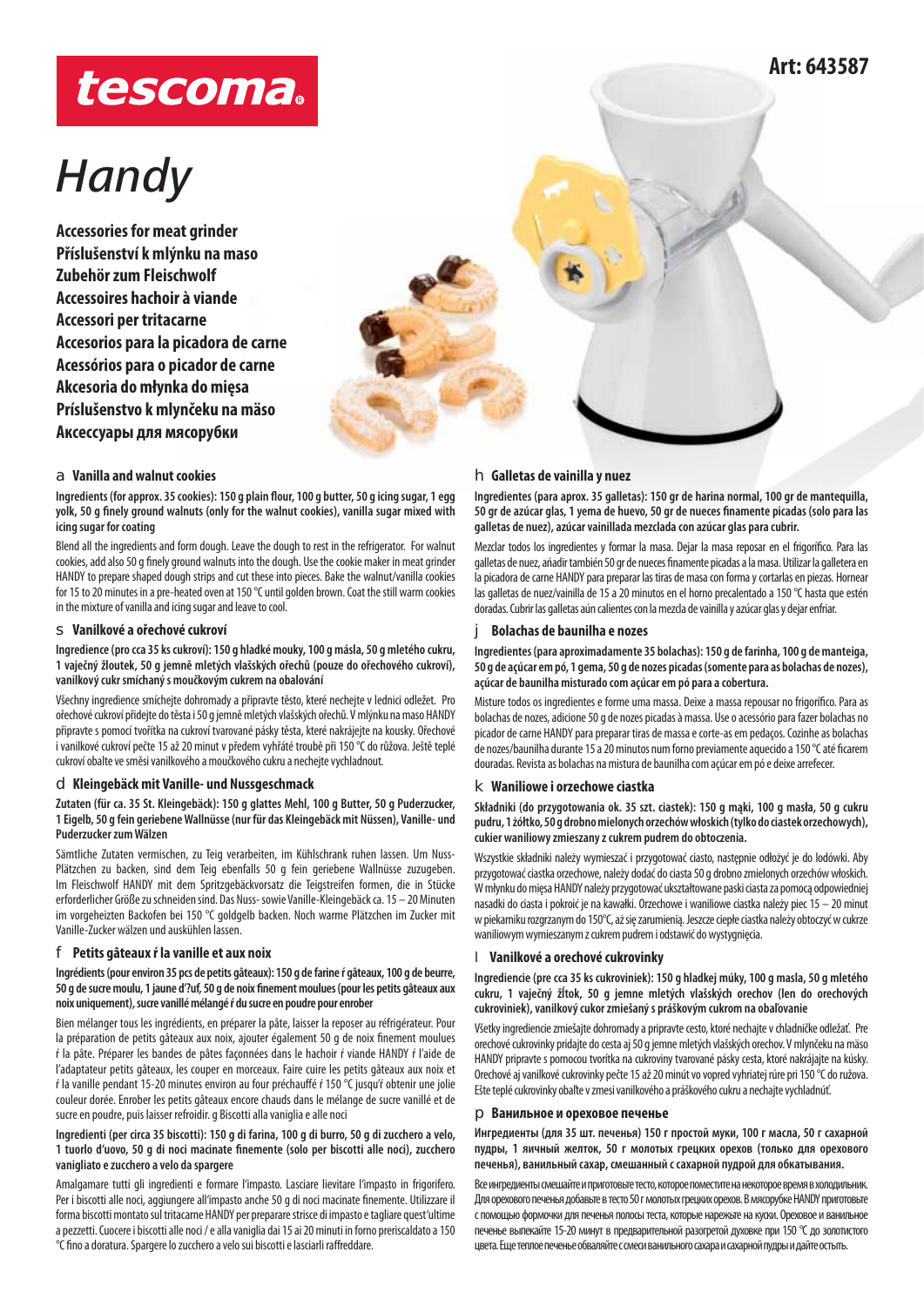# tescoma

Art: 643587

# Handy

**Accessories for meat grinder**
**Příslušenství k mlýnku na maso**
**Zubehör zum Fleischwolf**
**Accessoires hachoir à viande**
**Accessori per tritacarne**
**Accesorios para la picadora de carne**
**Acessórios para o picador de carne**
**Akcesoria do młynka do mięsa**
**Príslušenstvo k mlynčeku na mäso**
**Аксессуары для мясорубки**

## a Vanilla and walnut cookies

**Ingredients (for approx. 35 cookies): 150 g plain flour, 100 g butter, 50 g icing sugar, 1 egg yolk, 50 g finely ground walnuts (only for the walnut cookies), vanilla sugar mixed with icing sugar for coating**

Blend all the ingredients and form dough. Leave the dough to rest in the refrigerator. For walnut cookies, add also 50 g finely ground walnuts into the dough. Use the cookie maker in meat grinder HANDY to prepare shaped dough strips and cut these into pieces. Bake the walnut/vanilla cookies for 15 to 20 minutes in a pre-heated oven at 150 °C until golden brown. Coat the still warm cookies in the mixture of vanilla and icing sugar and leave to cool.

## s Vanilkové a ořechové cukroví

**Ingredience (pro cca 35 ks cukroví): 150 g hladké mouky, 100 g másla, 50 g mletého cukru, 1 vaječný žloutek, 50 g jemně mletých vlašských ořechů (pouze do ořechového cukroví), vanilkový cukr smíchaný s moučkovým cukrem na obalování**

Všechny ingredience smíchejte dohromady a připravte těsto, které nechejte v lednici odležet. Pro ořechové cukroví přidejte do těsta i 50 g jemně mletých vlašských ořechů. V mlýnku na maso HANDY připravte s pomocí tvořítka na cukroví tvarované pásky těsta, které nakrájejte na kousky. Ořechové i vanilkové cukroví pečte 15 až 20 minut v předem vyhřáté troubě při 150 °C do růžova. Ještě teplé cukroví obalte ve směsi vanilkového a moučkového cukru a nechejte vychladnout.

## d Kleingebäck mit Vanille- und Nussgeschmack

**Zutaten (für ca. 35 St. Kleingebäck): 150 g glattes Mehl, 100 g Butter, 50 g Puderzucker, 1 Eigelb, 50 g fein geriebene Wallnüsse (nur für das Kleingebäck mit Nüssen), Vanille- und Puderzucker zum Wälzen**

Sämtliche Zutaten vermischen, zu Teig verarbeiten, im Kühlschrank ruhen lassen. Um Nuss-Plätzchen zu backen, sind dem Teig ebenfalls 50 g fein geriebene Wallnüsse zuzugeben. Im Fleischwolf HANDY mit dem Spritzgebäckvorsatz die Teigstreifen formen, die in Stücke erforderlicher Größe zu schneiden sind. Das Nuss- sowie Vanille-Kleingebäck ca. 15 – 20 Minuten im vorgeheizten Backofen bei 150 °C goldgelb backen. Noch warme Plätzchen im Zucker mit Vanille-Zucker wälzen und auskühlen lassen.

## f Petits gâteaux ŕ la vanille et aux noix

**Ingrédients (pour environ 35 pcs de petits gâteaux): 150 g de farine ŕ gâteaux, 100 g de beurre, 50 g de sucre moulu, 1 jaune d'?uf, 50 g de noix finement moulues (pour les petits gâteaux aux noix uniquement), sucre vanillé mélangé ŕ du sucre en poudre pour enrober**

Bien mélanger tous les ingrédients, en préparer la pâte, laisser la reposer au réfrigérateur. Pour la préparation de petits gâteaux aux noix, ajouter également 50 g de noix finement moulues ŕ la pâte. Préparer les bandes de pâtes façonnées dans le hachoir ŕ viande HANDY ŕ l'aide de l'adaptateur petits gâteaux, les couper en morceaux. Faire cuire les petits gâteaux aux noix et ŕ la vanille pendant 15-20 minutes environ au four préchauffé ŕ 150 °C jusqu'ŕ obtenir une jolie couleur dorée. Enrober les petits gâteaux encore chauds dans le mélange de sucre vanillé et de sucre en poudre, puis laisser refroidir. g Biscotti alla vaniglia e alle noci

**Ingredienti (per circa 35 biscotti): 150 g di farina, 100 g di burro, 50 g di zucchero a velo, 1 tuorlo d'uovo, 50 g di noci macinate finemente (solo per biscotti alle noci), zucchero vanigliato e zucchero a velo da spargere**

Amalgamare tutti gli ingredienti e formare l'impasto. Lasciare lievitare l'impasto in frigorifero. Per i biscotti alle noci, aggiungere all'impasto anche 50 g di noci macinate finemente. Utilizzare il forma biscotti montato sul tritacarne HANDY per preparare strisce di impasto e tagliare quest'ultime a pezzetti. Cuocere i biscotti alle noci / e alla vaniglia dai 15 ai 20 minuti in forno preriscaldato a 150 °C fino a doratura. Spargere lo zucchero a velo sui biscotti e lasciarli raffreddare.

## h Galletas de vainilla y nuez

**Ingredientes (para aprox. 35 galletas): 150 gr de harina normal, 100 gr de mantequilla, 50 gr de azúcar glas, 1 yema de huevo, 50 gr de nueces finamente picadas (solo para las galletas de nuez), azúcar vainillada mezclada con azúcar glas para cubrir.**

Mezclar todos los ingredientes y formar la masa. Dejar la masa reposar en el frigorífico. Para las galletas de nuez, añadir también 50 gr de nueces finamente picadas a la masa. Utilizar la galletera en la picadora de carne HANDY para preparar las tiras de masa con forma y cortarlas en piezas. Hornear las galletas de nuez/vainilla de 15 a 20 minutos en el horno precalentado a 150 °C hasta que estén doradas. Cubrir las galletas aún calientes con la mezcla de vainilla y azúcar glas y dejar enfriar.

## j Bolachas de baunilha e nozes

**Ingredientes (para aproximadamente 35 bolachas): 150 g de farinha, 100 g de manteiga, 50 g de açúcar em pó, 1 gema, 50 g de nozes picadas (somente para as bolachas de nozes), açúcar de baunilha misturado com açúcar em pó para a cobertura.**

Misture todos os ingredientes e forme uma massa. Deixe a massa repousar no frigorífico. Para as bolachas de nozes, adicione 50 g de nozes picadas à massa. Use o acessório para fazer bolachas no picador de carne HANDY para preparar tiras de massa e corte-as em pedaços. Cozinhe as bolachas de nozes/baunilha durante 15 a 20 minutos num forno previamente aquecido a 150 °C até ficarem douradas. Revista as bolachas na mistura de baunilha com açúcar em pó e deixe arrefecer.

## k Waniliowe i orzechowe ciastka

**Składniki (do przygotowania ok. 35 szt. ciastek): 150 g mąki, 100 g masła, 50 g cukru pudru, 1 żółtko, 50 g drobno mielonych orzechów włoskich (tylko do ciastek orzechowych), cukier waniliowy zmieszany z cukrem pudrem do obtoczenia.**

Wszystkie składniki należy wymieszać i przygotować ciasto, następnie odłożyć je do lodówki. Aby przygotować ciastka orzechowe, należy dodać do ciasta 50 g drobno zmielonych orzechów włoskich. W młynku do mięsa HANDY należy przygotować ukształtowane paski ciasta za pomocą odpowiedniej nasadki do ciasta i pokroić je na kawałki. Orzechowe i waniliowe ciastka należy piec 15 – 20 minut w piekarniku rozgrzanym do 150°C, aż się zarumienią. Jeszcze ciepłe ciastka należy obtoczyć w cukrze waniliowym wymieszanym z cukrem pudrem i odstawić do wystygnięcia.

## l Vanilkové a orechové cukrovinky

**Ingrediencie (pre cca 35 ks cukroviniek): 150 g hladkej múky, 100 g masla, 50 g mletého cukru, 1 vaječný žĺtok, 50 g jemne mletých vlašských orechov (len do orechových cukroviniek), vanilkový cukor zmiešaný s práškovým cukrom na obaľovanie**

Všetky ingrediencie zmiešajte dohromady a pripravte cesto, ktoré nechajte v chladničke odležať. Pre orechové cukrovinky pridajte do cesta aj 50 g jemne mletých vlašských orechov. V mlynčeku na mäso HANDY pripravte s pomocou tvorítka na cukroviny tvarované pásky cesta, ktoré nakrájajte na kúsky. Orechové aj vanilkové cukrovinky pečte 15 až 20 minút vo vopred vyhriatej rúre pri 150 °C do ružova. Ešte teplé cukrovinky obaľte v zmesi vanilkového a práškového cukru a nechajte vychladnúť.

## p Ванильное и ореховое печенье

**Ингредиенты (для 35 шт. печенья) 150 г простой муки, 100 г масла, 50 г сахарной пудры, 1 яичный желток, 50 г молотых грецких орехов (только для орехового печенья), ванильный сахар, смешанный с сахарной пудрой для обкатывания.**

Все ингредиенты смешайте и приготовьте тесто, которое поместите на некоторое время в холодильник. Для орехового печенья добавьте в тесто 50 г молотых грецких орехов. В мясорубке HANDY приготовьте с помощью формочки для печенья полосы теста, которые нарежьте на куски. Ореховое и ванильное печенье выпекайте 15-20 минут в предварительной разогретой духовке при 150 °C до золотистого цвета. Еще теплое печенье обваляйте с смеси ванильного сахара и сахарной пудры и дайте остыть.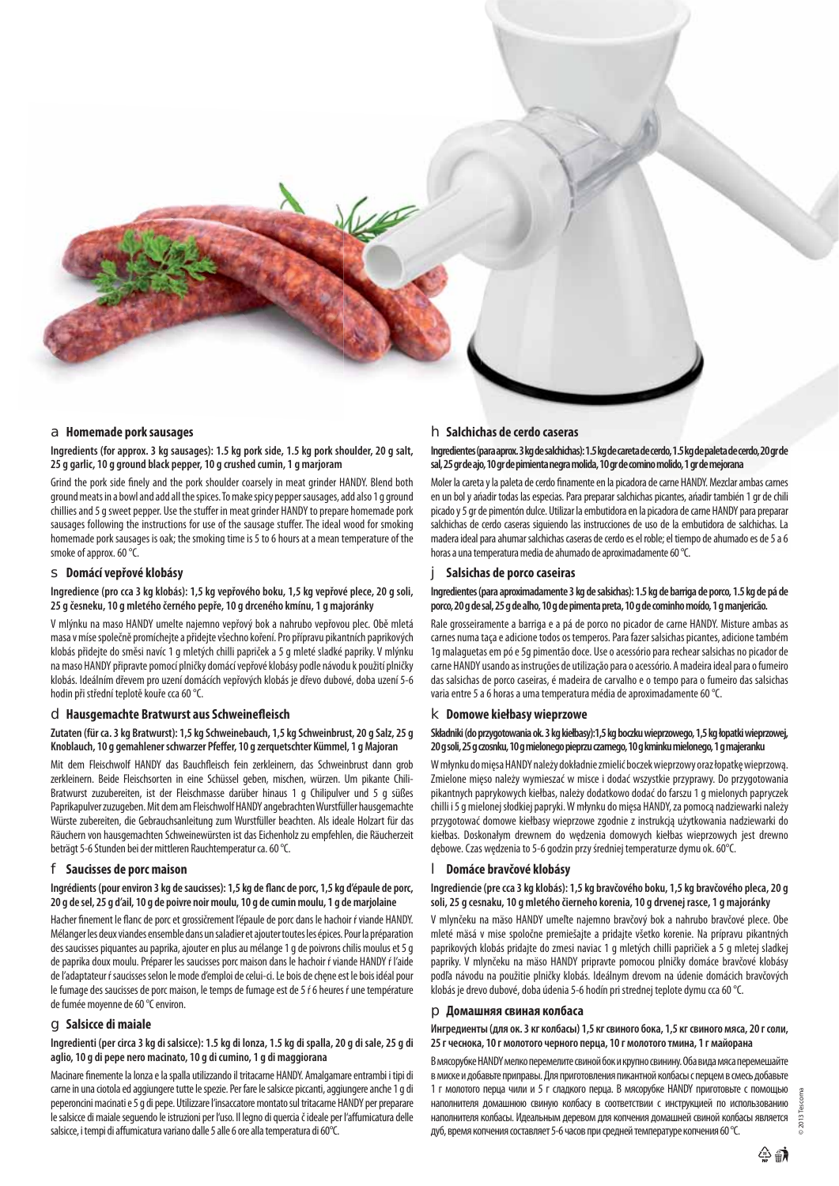## a Homemade pork sausages

**Ingredients (for approx. 3 kg sausages): 1.5 kg pork side, 1.5 kg pork shoulder, 20 g salt, 25 g garlic, 10 g ground black pepper, 10 g crushed cumin, 1 g marjoram**

Grind the pork side finely and the pork shoulder coarsely in meat grinder HANDY. Blend both ground meats in a bowl and add all the spices. To make spicy pepper sausages, add also 1 g ground chillies and 5 g sweet pepper. Use the stuffer in meat grinder HANDY to prepare homemade pork sausages following the instructions for use of the sausage stuffer. The ideal wood for smoking homemade pork sausages is oak; the smoking time is 5 to 6 hours at a mean temperature of the smoke of approx. 60 °C.

## s Domácí vepřové klobásy

**Ingredience (pro cca 3 kg klobás): 1,5 kg vepřového boku, 1,5 kg vepřové plece, 20 g soli, 25 g česneku, 10 g mletého černého pepře, 10 g drceného kmínu, 1 g majoránky**

V mlýnku na maso HANDY umelte najemno vepřový bok a nahrubo vepřovou plec. Obě mletá masa v míse společně promíchejte a přidejte všechno koření. Pro přípravu pikantních paprikových klobás přidejte do směsi navíc 1 g mletých chilli papriček a 5 g mleté sladké papriky. V mlýnku na maso HANDY připravte pomocí plničky domácí vepřové klobásy podle návodu k použití plničky klobás. Ideálním dřevem pro uzení domácích vepřových klobás je dřevo dubové, doba uzení 5-6 hodin při střední teplotě kouře cca 60 °C.

## d Hausgemachte Bratwurst aus Schweinefleisch

**Zutaten (für ca. 3 kg Bratwurst): 1,5 kg Schweinebauch, 1,5 kg Schweinbrust, 20 g Salz, 25 g Knoblauch, 10 g gemahlener schwarzer Pfeffer, 10 g zerquetschter Kümmel, 1 g Majoran**

Mit dem Fleischwolf HANDY das Bauchfleisch fein zerkleinern, das Schweinbrust dann grob zerkleinern. Beide Fleischsorten in eine Schüssel geben, mischen, würzen. Um pikante Chili-Bratwurst zuzubereiten, ist der Fleischmasse darüber hinaus 1 g Chilipulver und 5 g süßes Paprikapulver zuzugeben. Mit dem am Fleischwolf HANDY angebrachten Wurstfüller hausgemachte Würste zubereiten, die Gebrauchsanleitung zum Wurstfüller beachten. Als ideale Holzart für das Räuchern von hausgemachten Schweinewürsten ist das Eichenholz zu empfehlen, die Räucherzeit beträgt 5-6 Stunden bei der mittleren Rauchtemperatur ca. 60 °C.

## f Saucisses de porc maison

**Ingrédients (pour environ 3 kg de saucisses): 1,5 kg de flanc de porc, 1,5 kg d'épaule de porc, 20 g de sel, 25 g d'ail, 10 g de poivre noir moulu, 10 g de cumin moulu, 1 g de marjolaine**

Hacher finement le flanc de porc et grossièrement l'épaule de porc dans le hachoir ŕ viande HANDY. Mélanger les deux viandes ensemble dans un saladier et ajouter toutes les épices. Pour la préparation des saucisses piquantes au paprika, ajouter en plus au mélange 1 g de poivrons chilis moulus et 5 g de paprika doux moulu. Préparer les saucisses porc maison dans le hachoir ŕ viande HANDY ŕ l'aide de l'adaptateur ŕ saucisses selon le mode d'emploi de celui-ci. Le bois de chęne est le bois idéal pour le fumage des saucisses de porc maison, le temps de fumage est de 5 ŕ 6 heures ŕ une température de fumée moyenne de 60 °C environ.

## g Salsicce di maiale

**Ingredienti (per circa 3 kg di salsicce): 1.5 kg di lonza, 1.5 kg di spalla, 20 g di sale, 25 g di aglio, 10 g di pepe nero macinato, 10 g di cumino, 1 g di maggiorana**

Macinare finemente la lonza e la spalla utilizzando il tritacarne HANDY. Amalgamare entrambi i tipi di carne in una ciotola ed aggiungere tutte le spezie. Per fare le salsicce piccanti, aggiungere anche 1 g di peperoncini macinati e 5 g di pepe. Utilizzare l'insaccatore montato sul tritacarne HANDY per preparare le salsicce di maiale seguendo le istruzioni per l'uso. Il legno di quercia č ideale per l'affumicatura delle salsicce, i tempi di affumicatura variano dalle 5 alle 6 ore alla temperatura di 60°C.

## h Salchichas de cerdo caseras

**Ingredientes (para aprox. 3 kg de salchichas): 1.5 kg de careta de cerdo, 1.5 kg de paleta de cerdo, 20 gr de sal, 25 gr de ajo, 10 gr de pimienta negra molida, 10 gr de comino molido, 1 gr de mejorana**

Moler la careta y la paleta de cerdo finamente en la picadora de carne HANDY. Mezclar ambas carnes en un bol y añadir todas las especias. Para preparar salchichas picantes, añadir también 1 gr de chili picado y 5 gr de pimentón dulce. Utilizar la embutidora en la picadora de carne HANDY para preparar salchichas de cerdo caseras siguiendo las instrucciones de uso de la embutidora de salchichas. La madera ideal para ahumar salchichas caseras de cerdo es el roble; el tiempo de ahumado es de 5 a 6 horas a una temperatura media de ahumado de aproximadamente 60 °C.

## j Salsichas de porco caseiras

**Ingredientes (para aproximadamente 3 kg de salsichas): 1.5 kg de barriga de porco, 1.5 kg de pá de porco, 20 g de sal, 25 g de alho, 10 g de pimenta preta, 10 g de cominho moído, 1 g de manjericão.**

Rale grosseiramente a barriga e a pá de porco no picador de carne HANDY. Misture ambas as carnes numa taça e adicione todos os temperos. Para fazer salsichas picantes, adicione também 1g malaguetas em pó e 5g pimentão doce. Use o acessório para rechear salsichas no picador de carne HANDY usando as instruções de utilização para o acessório. A madeira ideal para o fumeiro das salsichas de porco caseiras, é madeira de carvalho e o tempo para o fumeiro das salsichas varia entre 5 a 6 horas a uma temperatura média de aproximadamente 60 °C.

## k Domowe kiełbasy wieprzowe

**Składniki (do przygotowania ok. 3 kg kiełbasy):1,5 kg boczku wieprzowego, 1,5 kg łopatki wieprzowej, 20 g soli, 25 g czosnku, 10 g mielonego pieprzu czarnego, 10 g kminku mielonego, 1 g majeranku**

W młynku do mięsa HANDY należy dokładnie zmielić boczek wieprzowy oraz łopatkę wieprzową. Zmielone mięso należy wymieszać w misce i dodać wszystkie przyprawy. Do przygotowania pikantnych paprykowych kiełbas, należy dodatkowo dodać do farszu 1 g mielonych papryczek chilli i 5 g mielonej słodkiej papryki. W młynku do mięsa HANDY, za pomocą nadziewarki należy przygotować domowe kiełbasy wieprzowe zgodnie z instrukcją użytkowania nadziewarki do kiełbas. Doskonałym drewnem do wędzenia domowych kiełbas wieprzowych jest drewno dębowe. Czas wędzenia to 5-6 godzin przy średniej temperaturze dymu ok. 60°C.

## l Domáce bravčové klobásy

**Ingrediencie (pre cca 3 kg klobás): 1,5 kg bravčového boku, 1,5 kg bravčového pleca, 20 g soli, 25 g cesnaku, 10 g mletého čierneho korenia, 10 g drvenej rasce, 1 g majoránky**

V mlynčeku na mäso HANDY umeľte najemno bravčový bok a nahrubo bravčové plece. Obe mleté mäsá v mise spoločne premiešajte a pridajte všetko korenie. Na prípravu pikantných paprikových klobás pridajte do zmesi naviac 1 g mletých chilli papričiek a 5 g mletej sladkej papriky. V mlynčeku na mäso HANDY pripravte pomocou plničky domáce bravčové klobásy podľa návodu na použitie plničky klobás. Ideálnym drevom na údenie domácich bravčových klobás je drevo dubové, doba údenia 5-6 hodín pri strednej teplote dymu cca 60 °C.

## p Домашняя свиная колбаса

**Ингредиенты (для ок. 3 кг колбасы) 1,5 кг свиного бока, 1,5 кг свиного мяса, 20 г соли, 25 г чеснока, 10 г молотого черного перца, 10 г молотого тмина, 1 г майорана**

В мясорубке HANDY мелко перемелите свиной бок и крупно свинину. Оба вида мяса перемешайте в миске и добавьте приправы. Для приготовления пикантной колбасы с перцем в смесь добавьте 1 г молотого перца чили и 5 г сладкого перца. В мясорубке HANDY приготовьте с помощью наполнителя домашнюю свиную колбасу в соответствии с инструкцией по использованию наполнителя колбасы. Идеальным деревом для копчения домашней свиной колбасы является дуб, время копчения составляет 5-6 часов при средней температуре копчения 60 °C.

© 2013 Tescoma